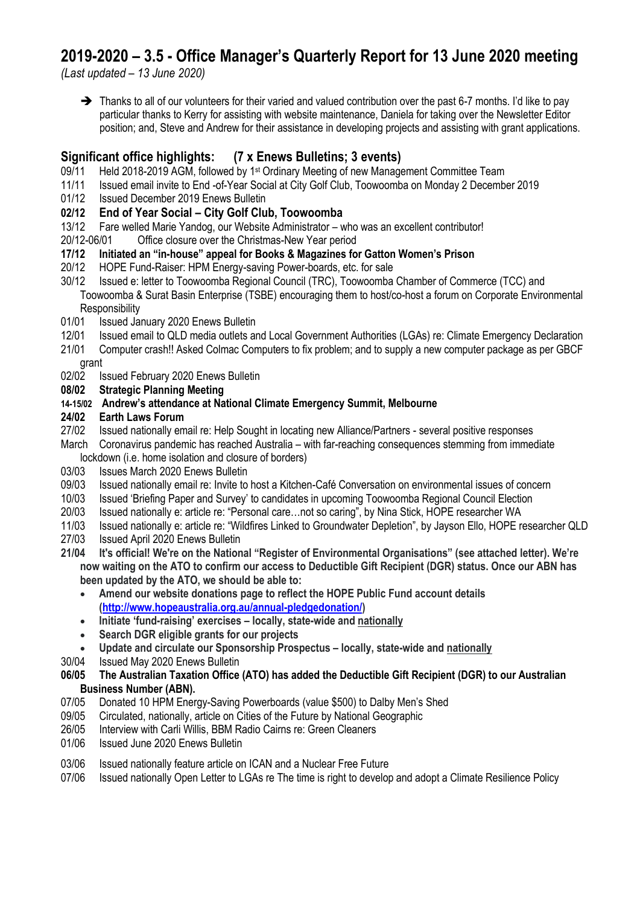# 2019-2020 – 3.5 - Office Manager's Quarterly Report for 13 June 2020 meeting

*(Last updated – 13 June 2020)*

➔ Thanks to all of our volunteers for their varied and valued contribution over the past 6-7 months. I'd like to pay particular thanks to Kerry for assisting with website maintenance, Daniela for taking over the Newsletter Editor position; and, Steve and Andrew for their assistance in developing projects and assisting with grant applications.

## Significant office highlights: (7 x Enews Bulletins; 3 events)

09/11 Held 2018-2019 AGM, followed by 1st Ordinary Meeting of new Management Committee Team

11/11 Issued email invite to End -of-Year Social at City Golf Club, Toowoomba on Monday 2 December 2019

01/12 Issued December 2019 Enews Bulletin

**02/12 End of Year Social – City Golf Club, Toowoomba**

13/12 Fare welled Marie Yandog, our Website Administrator – who was an excellent contributor!

20/12-06/01 Office closure over the Christmas-New Year period

**17/12 Initiated an "in-house" appeal for Books & Magazines for Gatton Women's Prison**

20/12 HOPE Fund-Raiser: HPM Energy-saving Power-boards, etc. for sale

30/12 Issued e: letter to Toowoomba Regional Council (TRC), Toowoomba Chamber of Commerce (TCC) and Toowoomba & Surat Basin Enterprise (TSBE) encouraging them to host/co-host a forum on Corporate Environmental Responsibility

01/01 Issued January 2020 Enews Bulletin

12/01 Issued email to QLD media outlets and Local Government Authorities (LGAs) re: Climate Emergency Declaration

21/01 Computer crash!! Asked Colmac Computers to fix problem; and to supply a new computer package as per GBCF grant

02/02 Issued February 2020 Enews Bulletin

**08/02 Strategic Planning Meeting**

**14-15/02 Andrew's attendance at National Climate Emergency Summit, Melbourne**

**24/02 Earth Laws Forum**

27/02 Issued nationally email re: Help Sought in locating new Alliance/Partners - several positive responses

March Coronavirus pandemic has reached Australia – with far-reaching consequences stemming from immediate lockdown (i.e. home isolation and closure of borders)

03/03 Issues March 2020 Enews Bulletin

09/03 Issued nationally email re: Invite to host a Kitchen-Café Conversation on environmental issues of concern

10/03 Issued 'Briefing Paper and Survey' to candidates in upcoming Toowoomba Regional Council Election

20/03 Issued nationally e: article re: "Personal care…not so caring", by Nina Stick, HOPE researcher WA

11/03 Issued nationally e: article re: "Wildfires Linked to Groundwater Depletion", by Jayson Ello, HOPE researcher QLD

27/03 Issued April 2020 Enews Bulletin

**21/04 It's official! We're on the National "Register of Environmental Organisations" (see attached letter). We're now waiting on the ATO to confirm our access to Deductible Gift Recipient (DGR) status. Once our ABN has been updated by the ATO, we should be able to:**

- **Amend our website donations page to reflect the HOPE Public Fund account details (http://www.hopeaustralia.org.au/annual-pledgedonation/)**
- **Initiate 'fund-raising' exercises – locally, state-wide and nationally**
- **Search DGR eligible grants for our projects**
- **Update and circulate our Sponsorship Prospectus – locally, state-wide and nationally**

30/04 Issued May 2020 Enews Bulletin

**06/05 The Australian Taxation Office (ATO) has added the Deductible Gift Recipient (DGR) to our Australian Business Number (ABN).**

07/05 Donated 10 HPM Energy-Saving Powerboards (value $500) to Dalby Men's Shed

09/05 Circulated, nationally, article on Cities of the Future by National Geographic

26/05 Interview with Carli Willis, BBM Radio Cairns re: Green Cleaners

01/06 Issued June 2020 Enews Bulletin

03/06 Issued nationally feature article on ICAN and a Nuclear Free Future

07/06 Issued nationally Open Letter to LGAs re The time is right to develop and adopt a Climate Resilience Policy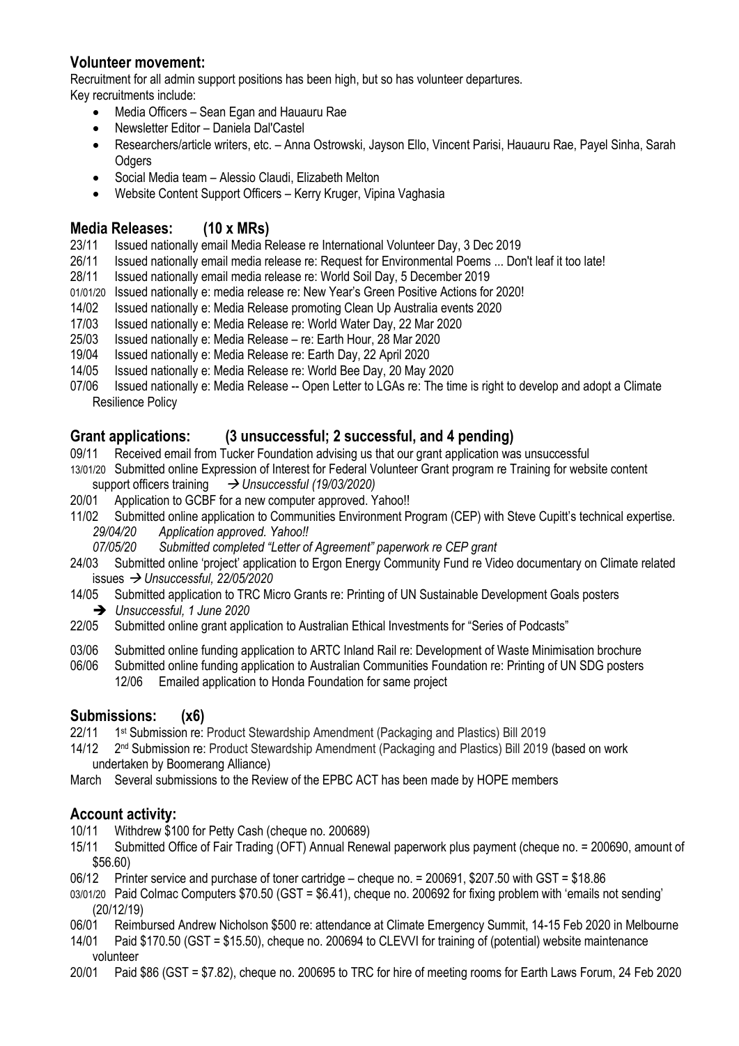## Volunteer movement:

Recruitment for all admin support positions has been high, but so has volunteer departures.
Key recruitments include:

- Media Officers – Sean Egan and Hauauru Rae
- Newsletter Editor – Daniela Dal'Castel
- Researchers/article writers, etc. – Anna Ostrowski, Jayson Ello, Vincent Parisi, Hauauru Rae, Payel Sinha, Sarah Odgers
- Social Media team – Alessio Claudi, Elizabeth Melton
- Website Content Support Officers – Kerry Kruger, Vipina Vaghasia

## Media Releases: (10 x MRs)

23/11 Issued nationally email Media Release re International Volunteer Day, 3 Dec 2019
26/11 Issued nationally email media release re: Request for Environmental Poems ... Don't leaf it too late!
28/11 Issued nationally email media release re: World Soil Day, 5 December 2019
01/01/20 Issued nationally e: media release re: New Year's Green Positive Actions for 2020!
14/02 Issued nationally e: Media Release promoting Clean Up Australia events 2020
17/03 Issued nationally e: Media Release re: World Water Day, 22 Mar 2020
25/03 Issued nationally e: Media Release – re: Earth Hour, 28 Mar 2020
19/04 Issued nationally e: Media Release re: Earth Day, 22 April 2020
14/05 Issued nationally e: Media Release re: World Bee Day, 20 May 2020
07/06 Issued nationally e: Media Release -- Open Letter to LGAs re: The time is right to develop and adopt a Climate Resilience Policy

## Grant applications: (3 unsuccessful; 2 successful, and 4 pending)

09/11 Received email from Tucker Foundation advising us that our grant application was unsuccessful
13/01/20 Submitted online Expression of Interest for Federal Volunteer Grant program re Training for website content support officers training → *Unsuccessful (19/03/2020)*
20/01 Application to GCBF for a new computer approved. Yahoo!!
11/02 Submitted online application to Communities Environment Program (CEP) with Steve Cupitt's technical expertise.
*29/04/20 Application approved. Yahoo!!*
*07/05/20 Submitted completed "Letter of Agreement" paperwork re CEP grant*
24/03 Submitted online 'project' application to Ergon Energy Community Fund re Video documentary on Climate related issues → *Unsuccessful, 22/05/2020*
14/05 Submitted application to TRC Micro Grants re: Printing of UN Sustainable Development Goals posters
➔ *Unsuccessful, 1 June 2020*
22/05 Submitted online grant application to Australian Ethical Investments for "Series of Podcasts"

03/06 Submitted online funding application to ARTC Inland Rail re: Development of Waste Minimisation brochure
06/06 Submitted online funding application to Australian Communities Foundation re: Printing of UN SDG posters
12/06 Emailed application to Honda Foundation for same project

## Submissions: (x6)

22/11 1st Submission re: Product Stewardship Amendment (Packaging and Plastics) Bill 2019
14/12 2nd Submission re: Product Stewardship Amendment (Packaging and Plastics) Bill 2019 (based on work undertaken by Boomerang Alliance)
March Several submissions to the Review of the EPBC ACT has been made by HOPE members

## Account activity:

10/11 Withdrew $100 for Petty Cash (cheque no. 200689)
15/11 Submitted Office of Fair Trading (OFT) Annual Renewal paperwork plus payment (cheque no. = 200690, amount of $56.60)
06/12 Printer service and purchase of toner cartridge – cheque no. = 200691, $207.50 with GST = $18.86
03/01/20 Paid Colmac Computers $70.50 (GST = $6.41), cheque no. 200692 for fixing problem with 'emails not sending' (20/12/19)
06/01 Reimbursed Andrew Nicholson $500 re: attendance at Climate Emergency Summit, 14-15 Feb 2020 in Melbourne
14/01 Paid $170.50 (GST = $15.50), cheque no. 200694 to CLEVVI for training of (potential) website maintenance volunteer
20/01 Paid $86 (GST = $7.82), cheque no. 200695 to TRC for hire of meeting rooms for Earth Laws Forum, 24 Feb 2020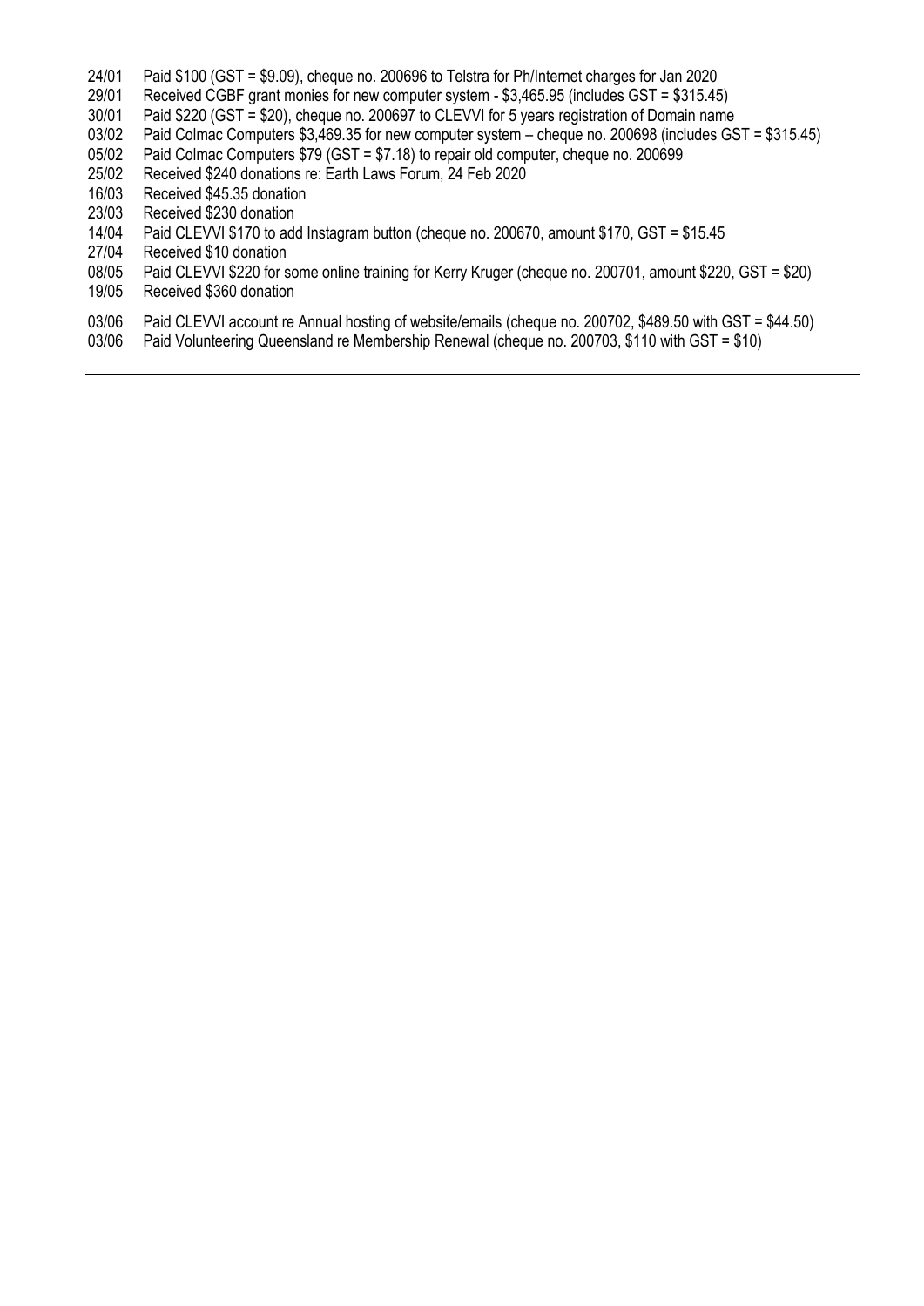24/01 Paid $100 (GST = $9.09), cheque no. 200696 to Telstra for Ph/Internet charges for Jan 2020
29/01 Received CGBF grant monies for new computer system - $3,465.95 (includes GST = $315.45)
30/01 Paid $220 (GST = $20), cheque no. 200697 to CLEVVI for 5 years registration of Domain name
03/02 Paid Colmac Computers $3,469.35 for new computer system – cheque no. 200698 (includes GST = $315.45)
05/02 Paid Colmac Computers $79 (GST = $7.18) to repair old computer, cheque no. 200699
25/02 Received $240 donations re: Earth Laws Forum, 24 Feb 2020
16/03 Received $45.35 donation
23/03 Received $230 donation
14/04 Paid CLEVVI $170 to add Instagram button (cheque no. 200670, amount $170, GST = $15.45
27/04 Received $10 donation
08/05 Paid CLEVVI $220 for some online training for Kerry Kruger (cheque no. 200701, amount $220, GST = $20)
19/05 Received $360 donation

03/06 Paid CLEVVI account re Annual hosting of website/emails (cheque no. 200702, $489.50 with GST = $44.50)
03/06 Paid Volunteering Queensland re Membership Renewal (cheque no. 200703, $110 with GST = $10)

---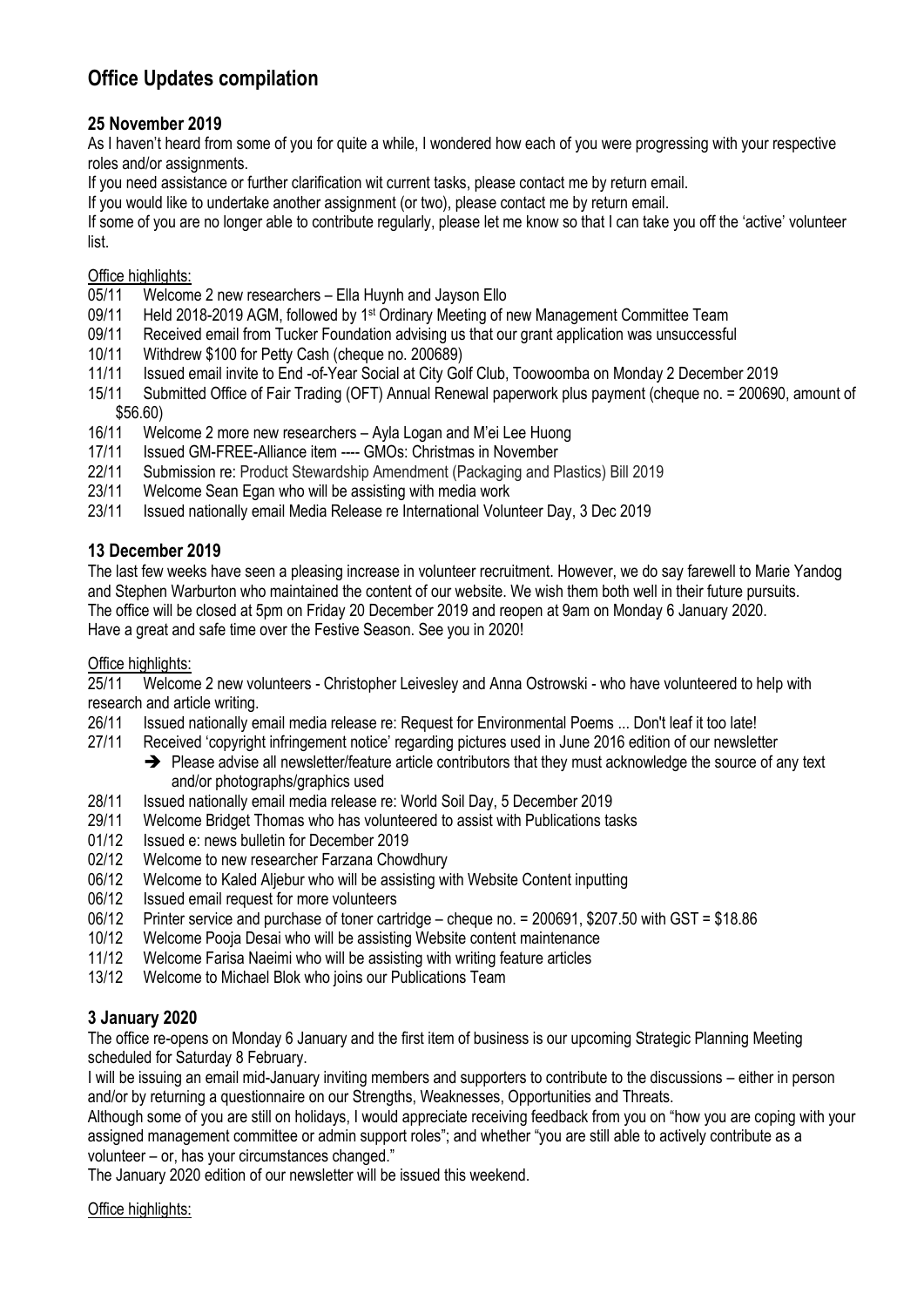# Office Updates compilation

## 25 November 2019

As I haven't heard from some of you for quite a while, I wondered how each of you were progressing with your respective roles and/or assignments.

If you need assistance or further clarification wit current tasks, please contact me by return email.

If you would like to undertake another assignment (or two), please contact me by return email.

If some of you are no longer able to contribute regularly, please let me know so that I can take you off the 'active' volunteer list.

Office highlights:

- 05/11 Welcome 2 new researchers – Ella Huynh and Jayson Ello
- 09/11 Held 2018-2019 AGM, followed by 1st Ordinary Meeting of new Management Committee Team
- 09/11 Received email from Tucker Foundation advising us that our grant application was unsuccessful
- 10/11 Withdrew $100 for Petty Cash (cheque no. 200689)
- 11/11 Issued email invite to End -of-Year Social at City Golf Club, Toowoomba on Monday 2 December 2019
- 15/11 Submitted Office of Fair Trading (OFT) Annual Renewal paperwork plus payment (cheque no. = 200690, amount of $56.60)
- 16/11 Welcome 2 more new researchers – Ayla Logan and M'ei Lee Huong
- 17/11 Issued GM-FREE-Alliance item ---- GMOs: Christmas in November
- 22/11 Submission re: Product Stewardship Amendment (Packaging and Plastics) Bill 2019
- 23/11 Welcome Sean Egan who will be assisting with media work
- 23/11 Issued nationally email Media Release re International Volunteer Day, 3 Dec 2019

## 13 December 2019

The last few weeks have seen a pleasing increase in volunteer recruitment. However, we do say farewell to Marie Yandog and Stephen Warburton who maintained the content of our website. We wish them both well in their future pursuits.

The office will be closed at 5pm on Friday 20 December 2019 and reopen at 9am on Monday 6 January 2020.

Have a great and safe time over the Festive Season. See you in 2020!

Office highlights:

- 25/11 Welcome 2 new volunteers - Christopher Leivesley and Anna Ostrowski - who have volunteered to help with research and article writing.
- 26/11 Issued nationally email media release re: Request for Environmental Poems ... Don't leaf it too late!
- 27/11 Received 'copyright infringement notice' regarding pictures used in June 2016 edition of our newsletter
  - ➔ Please advise all newsletter/feature article contributors that they must acknowledge the source of any text and/or photographs/graphics used
- 28/11 Issued nationally email media release re: World Soil Day, 5 December 2019
- 29/11 Welcome Bridget Thomas who has volunteered to assist with Publications tasks
- 01/12 Issued e: news bulletin for December 2019
- 02/12 Welcome to new researcher Farzana Chowdhury
- 06/12 Welcome to Kaled Aljebur who will be assisting with Website Content inputting
- 06/12 Issued email request for more volunteers
- 06/12 Printer service and purchase of toner cartridge – cheque no. = 200691, $207.50 with GST = $18.86
- 10/12 Welcome Pooja Desai who will be assisting Website content maintenance
- 11/12 Welcome Farisa Naeimi who will be assisting with writing feature articles
- 13/12 Welcome to Michael Blok who joins our Publications Team

## 3 January 2020

The office re-opens on Monday 6 January and the first item of business is our upcoming Strategic Planning Meeting scheduled for Saturday 8 February.

I will be issuing an email mid-January inviting members and supporters to contribute to the discussions – either in person and/or by returning a questionnaire on our Strengths, Weaknesses, Opportunities and Threats.

Although some of you are still on holidays, I would appreciate receiving feedback from you on "how you are coping with your assigned management committee or admin support roles"; and whether "you are still able to actively contribute as a volunteer – or, has your circumstances changed."

The January 2020 edition of our newsletter will be issued this weekend.

Office highlights: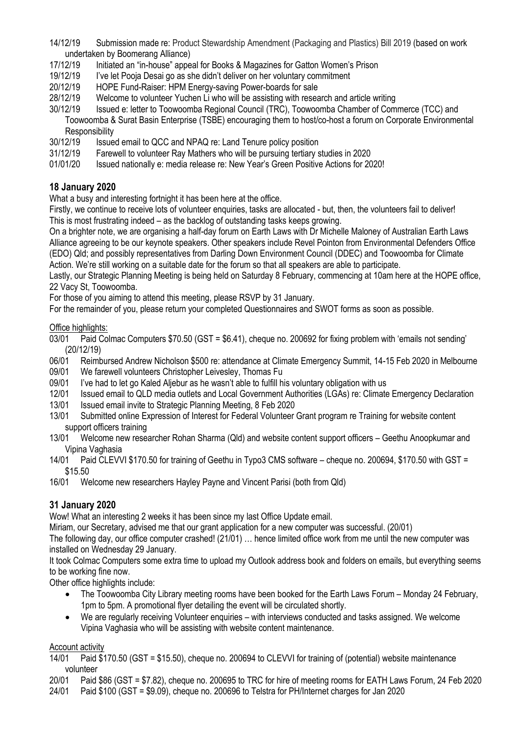14/12/19 Submission made re: Product Stewardship Amendment (Packaging and Plastics) Bill 2019 (based on work undertaken by Boomerang Alliance)

17/12/19 Initiated an "in-house" appeal for Books & Magazines for Gatton Women's Prison

19/12/19 I've let Pooja Desai go as she didn't deliver on her voluntary commitment

20/12/19 HOPE Fund-Raiser: HPM Energy-saving Power-boards for sale

28/12/19 Welcome to volunteer Yuchen Li who will be assisting with research and article writing

30/12/19 Issued e: letter to Toowoomba Regional Council (TRC), Toowoomba Chamber of Commerce (TCC) and Toowoomba & Surat Basin Enterprise (TSBE) encouraging them to host/co-host a forum on Corporate Environmental Responsibility

30/12/19 Issued email to QCC and NPAQ re: Land Tenure policy position

31/12/19 Farewell to volunteer Ray Mathers who will be pursuing tertiary studies in 2020

01/01/20 Issued nationally e: media release re: New Year's Green Positive Actions for 2020!

## 18 January 2020

What a busy and interesting fortnight it has been here at the office.

Firstly, we continue to receive lots of volunteer enquiries, tasks are allocated - but, then, the volunteers fail to deliver! This is most frustrating indeed – as the backlog of outstanding tasks keeps growing.

On a brighter note, we are organising a half-day forum on Earth Laws with Dr Michelle Maloney of Australian Earth Laws Alliance agreeing to be our keynote speakers. Other speakers include Revel Pointon from Environmental Defenders Office (EDO) Qld; and possibly representatives from Darling Down Environment Council (DDEC) and Toowoomba for Climate Action. We're still working on a suitable date for the forum so that all speakers are able to participate.

Lastly, our Strategic Planning Meeting is being held on Saturday 8 February, commencing at 10am here at the HOPE office, 22 Vacy St, Toowoomba.

For those of you aiming to attend this meeting, please RSVP by 31 January.

For the remainder of you, please return your completed Questionnaires and SWOT forms as soon as possible.

Office highlights:

03/01 Paid Colmac Computers $70.50 (GST = $6.41), cheque no. 200692 for fixing problem with 'emails not sending' (20/12/19)

06/01 Reimbursed Andrew Nicholson $500 re: attendance at Climate Emergency Summit, 14-15 Feb 2020 in Melbourne

09/01 We farewell volunteers Christopher Leivesley, Thomas Fu

09/01 I've had to let go Kaled Aljebur as he wasn't able to fulfill his voluntary obligation with us

12/01 Issued email to QLD media outlets and Local Government Authorities (LGAs) re: Climate Emergency Declaration

13/01 Issued email invite to Strategic Planning Meeting, 8 Feb 2020

13/01 Submitted online Expression of Interest for Federal Volunteer Grant program re Training for website content support officers training

13/01 Welcome new researcher Rohan Sharma (Qld) and website content support officers – Geethu Anoopkumar and Vipina Vaghasia

14/01 Paid CLEVVI $170.50 for training of Geethu in Typo3 CMS software – cheque no. 200694, $170.50 with GST = $15.50

16/01 Welcome new researchers Hayley Payne and Vincent Parisi (both from Qld)

## 31 January 2020

Wow! What an interesting 2 weeks it has been since my last Office Update email.

Miriam, our Secretary, advised me that our grant application for a new computer was successful. (20/01)

The following day, our office computer crashed! (21/01) … hence limited office work from me until the new computer was installed on Wednesday 29 January.

It took Colmac Computers some extra time to upload my Outlook address book and folders on emails, but everything seems to be working fine now.

Other office highlights include:

- The Toowoomba City Library meeting rooms have been booked for the Earth Laws Forum – Monday 24 February, 1pm to 5pm. A promotional flyer detailing the event will be circulated shortly.
- We are regularly receiving Volunteer enquiries – with interviews conducted and tasks assigned. We welcome Vipina Vaghasia who will be assisting with website content maintenance.

Account activity

14/01 Paid $170.50 (GST = $15.50), cheque no. 200694 to CLEVVI for training of (potential) website maintenance volunteer

20/01 Paid $86 (GST = $7.82), cheque no. 200695 to TRC for hire of meeting rooms for EATH Laws Forum, 24 Feb 2020

24/01 Paid $100 (GST = $9.09), cheque no. 200696 to Telstra for PH/Internet charges for Jan 2020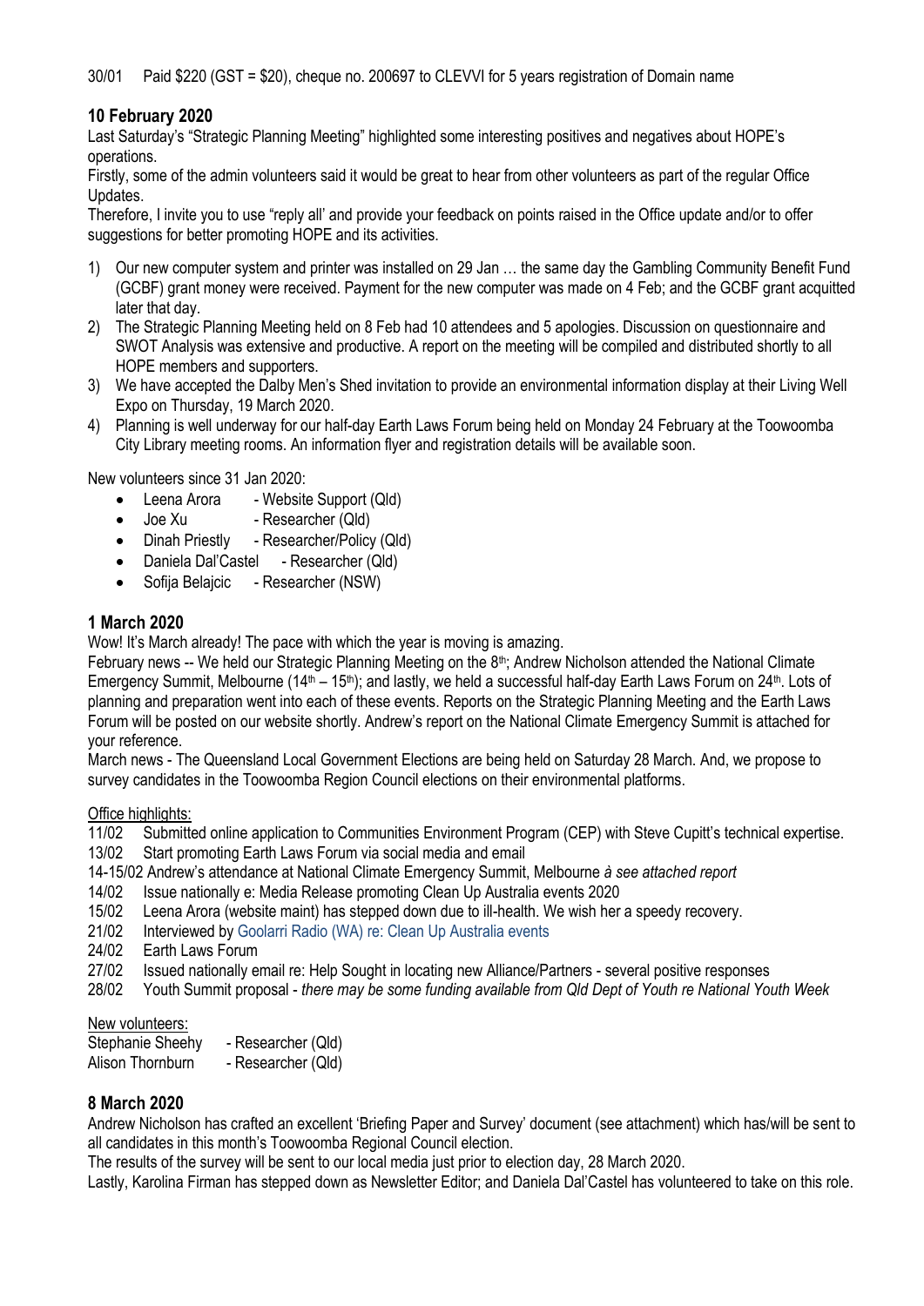30/01 Paid $220 (GST = $20), cheque no. 200697 to CLEVVI for 5 years registration of Domain name

## 10 February 2020

Last Saturday's "Strategic Planning Meeting" highlighted some interesting positives and negatives about HOPE's operations.

Firstly, some of the admin volunteers said it would be great to hear from other volunteers as part of the regular Office Updates.

Therefore, I invite you to use "reply all' and provide your feedback on points raised in the Office update and/or to offer suggestions for better promoting HOPE and its activities.

1) Our new computer system and printer was installed on 29 Jan … the same day the Gambling Community Benefit Fund (GCBF) grant money were received. Payment for the new computer was made on 4 Feb; and the GCBF grant acquitted later that day.
2) The Strategic Planning Meeting held on 8 Feb had 10 attendees and 5 apologies. Discussion on questionnaire and SWOT Analysis was extensive and productive. A report on the meeting will be compiled and distributed shortly to all HOPE members and supporters.
3) We have accepted the Dalby Men's Shed invitation to provide an environmental information display at their Living Well Expo on Thursday, 19 March 2020.
4) Planning is well underway for our half-day Earth Laws Forum being held on Monday 24 February at the Toowoomba City Library meeting rooms. An information flyer and registration details will be available soon.

New volunteers since 31 Jan 2020:

- Leena Arora - Website Support (Qld)
- Joe Xu - Researcher (Qld)
- Dinah Priestly - Researcher/Policy (Qld)
- Daniela Dal'Castel - Researcher (Qld)
- Sofija Belajcic - Researcher (NSW)

## 1 March 2020

Wow! It's March already! The pace with which the year is moving is amazing.

February news -- We held our Strategic Planning Meeting on the 8th; Andrew Nicholson attended the National Climate Emergency Summit, Melbourne (14th – 15th); and lastly, we held a successful half-day Earth Laws Forum on 24th. Lots of planning and preparation went into each of these events. Reports on the Strategic Planning Meeting and the Earth Laws Forum will be posted on our website shortly. Andrew's report on the National Climate Emergency Summit is attached for your reference.

March news - The Queensland Local Government Elections are being held on Saturday 28 March. And, we propose to survey candidates in the Toowoomba Region Council elections on their environmental platforms.

Office highlights:

11/02 Submitted online application to Communities Environment Program (CEP) with Steve Cupitt's technical expertise.
13/02 Start promoting Earth Laws Forum via social media and email
14-15/02 Andrew's attendance at National Climate Emergency Summit, Melbourne *à see attached report*
14/02 Issue nationally e: Media Release promoting Clean Up Australia events 2020
15/02 Leena Arora (website maint) has stepped down due to ill-health. We wish her a speedy recovery.
21/02 Interviewed by Goolarri Radio (WA) re: Clean Up Australia events
24/02 Earth Laws Forum
27/02 Issued nationally email re: Help Sought in locating new Alliance/Partners - several positive responses
28/02 Youth Summit proposal - *there may be some funding available from Qld Dept of Youth re National Youth Week*

New volunteers:

Stephanie Sheehy - Researcher (Qld)
Alison Thornburn - Researcher (Qld)

## 8 March 2020

Andrew Nicholson has crafted an excellent 'Briefing Paper and Survey' document (see attachment) which has/will be sent to all candidates in this month's Toowoomba Regional Council election.

The results of the survey will be sent to our local media just prior to election day, 28 March 2020.

Lastly, Karolina Firman has stepped down as Newsletter Editor; and Daniela Dal'Castel has volunteered to take on this role.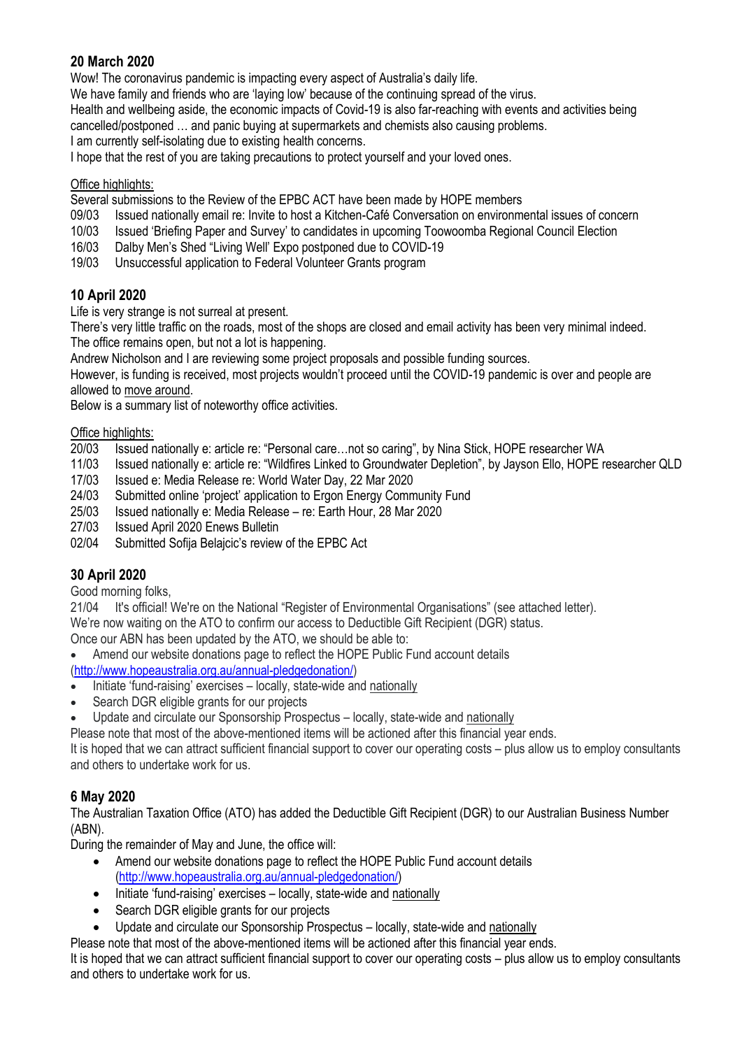## 20 March 2020

Wow! The coronavirus pandemic is impacting every aspect of Australia's daily life.
We have family and friends who are 'laying low' because of the continuing spread of the virus.
Health and wellbeing aside, the economic impacts of Covid-19 is also far-reaching with events and activities being cancelled/postponed … and panic buying at supermarkets and chemists also causing problems.
I am currently self-isolating due to existing health concerns.
I hope that the rest of you are taking precautions to protect yourself and your loved ones.

Office highlights:

Several submissions to the Review of the EPBC ACT have been made by HOPE members

09/03 Issued nationally email re: Invite to host a Kitchen-Café Conversation on environmental issues of concern
10/03 Issued 'Briefing Paper and Survey' to candidates in upcoming Toowoomba Regional Council Election
16/03 Dalby Men's Shed "Living Well' Expo postponed due to COVID-19
19/03 Unsuccessful application to Federal Volunteer Grants program

## 10 April 2020

Life is very strange is not surreal at present.
There's very little traffic on the roads, most of the shops are closed and email activity has been very minimal indeed.
The office remains open, but not a lot is happening.
Andrew Nicholson and I are reviewing some project proposals and possible funding sources.
However, is funding is received, most projects wouldn't proceed until the COVID-19 pandemic is over and people are allowed to move around.
Below is a summary list of noteworthy office activities.

Office highlights:

20/03 Issued nationally e: article re: "Personal care…not so caring", by Nina Stick, HOPE researcher WA
11/03 Issued nationally e: article re: "Wildfires Linked to Groundwater Depletion", by Jayson Ello, HOPE researcher QLD
17/03 Issued e: Media Release re: World Water Day, 22 Mar 2020
24/03 Submitted online 'project' application to Ergon Energy Community Fund
25/03 Issued nationally e: Media Release – re: Earth Hour, 28 Mar 2020
27/03 Issued April 2020 Enews Bulletin
02/04 Submitted Sofija Belajcic's review of the EPBC Act

## 30 April 2020

Good morning folks,
21/04 It's official! We're on the National "Register of Environmental Organisations" (see attached letter).
We're now waiting on the ATO to confirm our access to Deductible Gift Recipient (DGR) status.
Once our ABN has been updated by the ATO, we should be able to:

- Amend our website donations page to reflect the HOPE Public Fund account details (http://www.hopeaustralia.org.au/annual-pledgedonation/)
- Initiate 'fund-raising' exercises – locally, state-wide and nationally
- Search DGR eligible grants for our projects
- Update and circulate our Sponsorship Prospectus – locally, state-wide and nationally

Please note that most of the above-mentioned items will be actioned after this financial year ends.
It is hoped that we can attract sufficient financial support to cover our operating costs – plus allow us to employ consultants and others to undertake work for us.

## 6 May 2020

The Australian Taxation Office (ATO) has added the Deductible Gift Recipient (DGR) to our Australian Business Number (ABN).
During the remainder of May and June, the office will:

- Amend our website donations page to reflect the HOPE Public Fund account details (http://www.hopeaustralia.org.au/annual-pledgedonation/)
- Initiate 'fund-raising' exercises – locally, state-wide and nationally
- Search DGR eligible grants for our projects
- Update and circulate our Sponsorship Prospectus – locally, state-wide and nationally

Please note that most of the above-mentioned items will be actioned after this financial year ends.
It is hoped that we can attract sufficient financial support to cover our operating costs – plus allow us to employ consultants and others to undertake work for us.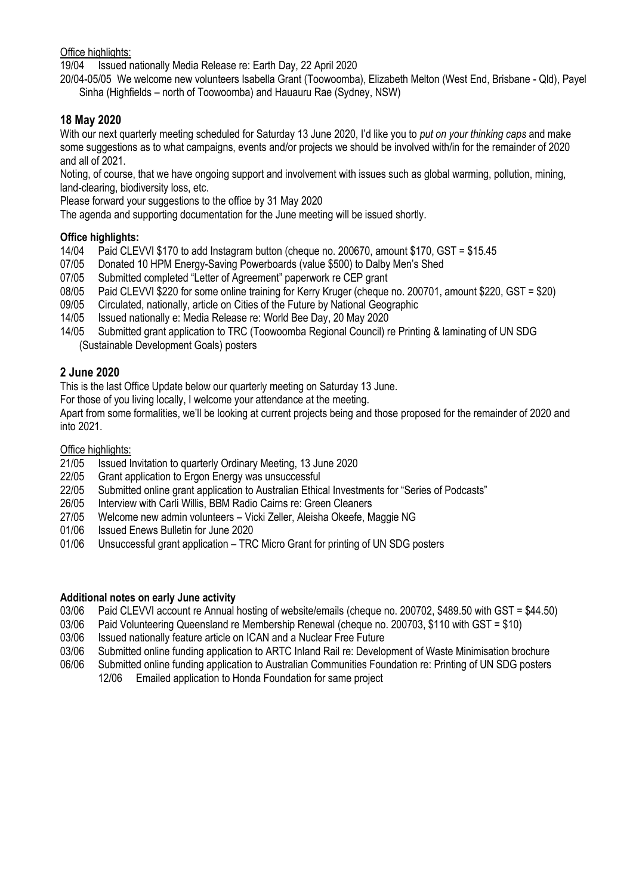Office highlights:

19/04 Issued nationally Media Release re: Earth Day, 22 April 2020

20/04-05/05 We welcome new volunteers Isabella Grant (Toowoomba), Elizabeth Melton (West End, Brisbane - Qld), Payel Sinha (Highfields – north of Toowoomba) and Hauauru Rae (Sydney, NSW)

## 18 May 2020

With our next quarterly meeting scheduled for Saturday 13 June 2020, I'd like you to *put on your thinking caps* and make some suggestions as to what campaigns, events and/or projects we should be involved with/in for the remainder of 2020 and all of 2021.

Noting, of course, that we have ongoing support and involvement with issues such as global warming, pollution, mining, land-clearing, biodiversity loss, etc.

Please forward your suggestions to the office by 31 May 2020

The agenda and supporting documentation for the June meeting will be issued shortly.

**Office highlights:**

- 14/04 Paid CLEVVI $170 to add Instagram button (cheque no. 200670, amount $170, GST = $15.45
- 07/05 Donated 10 HPM Energy-Saving Powerboards (value $500) to Dalby Men's Shed
- 07/05 Submitted completed "Letter of Agreement" paperwork re CEP grant
- 08/05 Paid CLEVVI $220 for some online training for Kerry Kruger (cheque no. 200701, amount $220, GST = $20)
- 09/05 Circulated, nationally, article on Cities of the Future by National Geographic
- 14/05 Issued nationally e: Media Release re: World Bee Day, 20 May 2020
- 14/05 Submitted grant application to TRC (Toowoomba Regional Council) re Printing & laminating of UN SDG (Sustainable Development Goals) posters

## 2 June 2020

This is the last Office Update below our quarterly meeting on Saturday 13 June.

For those of you living locally, I welcome your attendance at the meeting.

Apart from some formalities, we'll be looking at current projects being and those proposed for the remainder of 2020 and into 2021.

Office highlights:

- 21/05 Issued Invitation to quarterly Ordinary Meeting, 13 June 2020
- 22/05 Grant application to Ergon Energy was unsuccessful
- 22/05 Submitted online grant application to Australian Ethical Investments for "Series of Podcasts"
- 26/05 Interview with Carli Willis, BBM Radio Cairns re: Green Cleaners
- 27/05 Welcome new admin volunteers – Vicki Zeller, Aleisha Okeefe, Maggie NG
- 01/06 Issued Enews Bulletin for June 2020
- 01/06 Unsuccessful grant application – TRC Micro Grant for printing of UN SDG posters

**Additional notes on early June activity**

- 03/06 Paid CLEVVI account re Annual hosting of website/emails (cheque no. 200702, $489.50 with GST = $44.50)
- 03/06 Paid Volunteering Queensland re Membership Renewal (cheque no. 200703, $110 with GST = $10)
- 03/06 Issued nationally feature article on ICAN and a Nuclear Free Future
- 03/06 Submitted online funding application to ARTC Inland Rail re: Development of Waste Minimisation brochure
- 06/06 Submitted online funding application to Australian Communities Foundation re: Printing of UN SDG posters
  - 12/06 Emailed application to Honda Foundation for same project